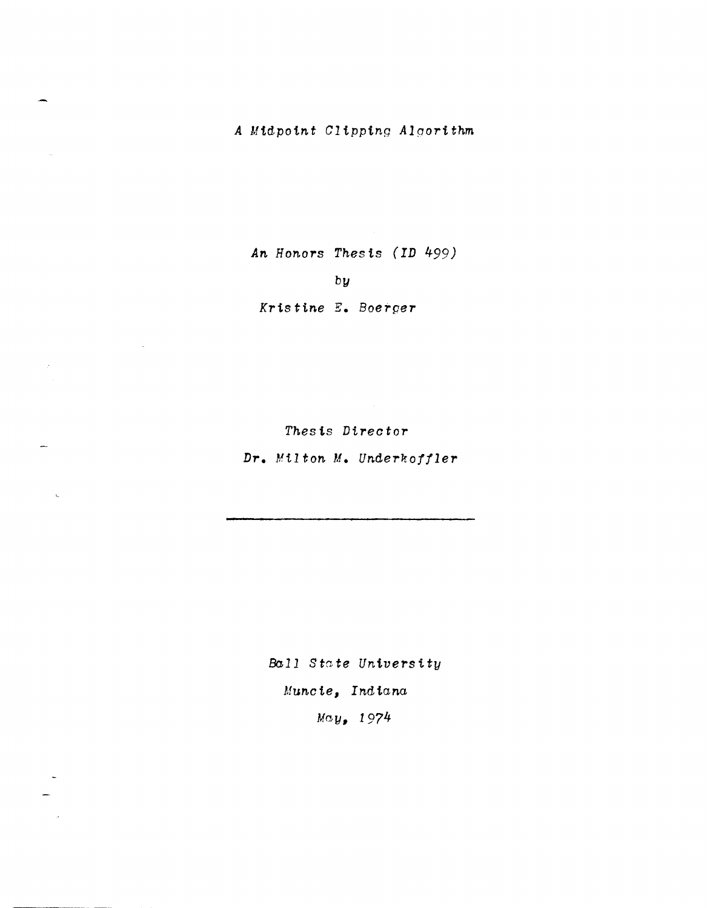# A Midpoint Clipping Algorithm

An Honors Thesis (ID 499)

by

Kristine E. Boerger

Thesis Director

Dr. Milton M. Underkoffler

---

Ball State University

Muncie, Indiana

May, 1974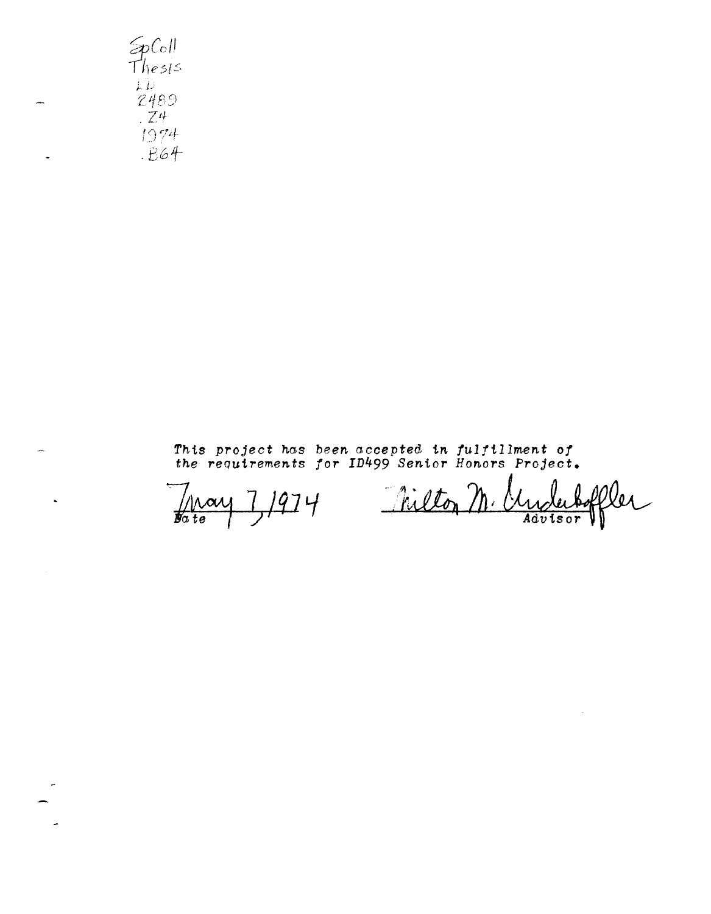SpColl
Thesis
LD
2489
.Z4
1974
.B64

*This project has been accepted in fulfillment of the requirements for ID499 Senior Honors Project.*

May 7, 1974 — Date

Milton M. Underkoffler — Advisor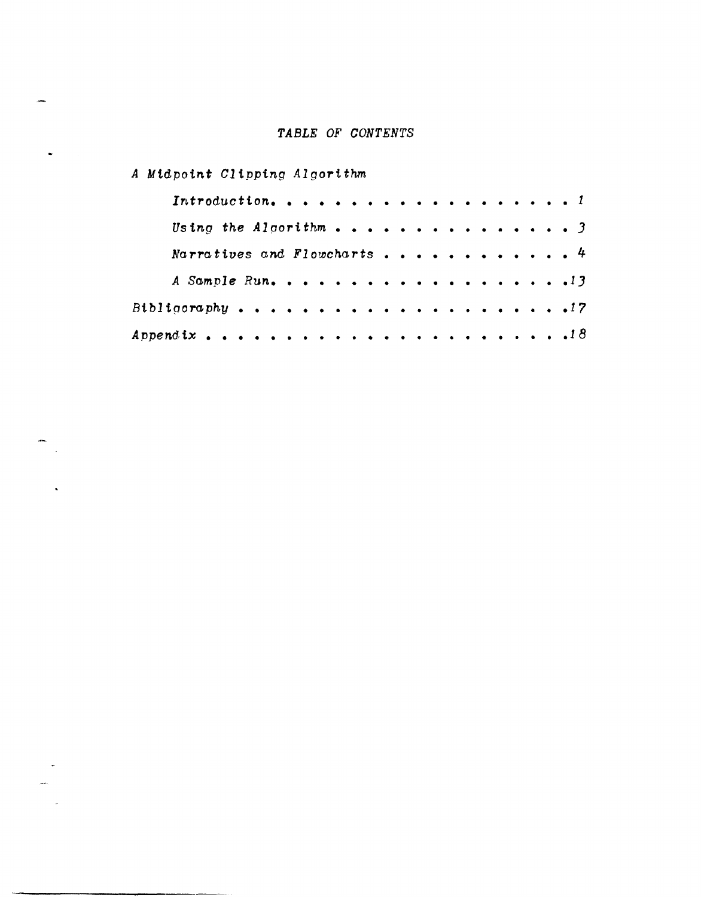# TABLE OF CONTENTS

A Midpoint Clipping Algorithm

- Introduction. . . . . . . . . . . . . . . . . . . 1
- Using the Algorithm . . . . . . . . . . . . . . . 3
- Narratives and Flowcharts . . . . . . . . . . . . 4
- A Sample Run. . . . . . . . . . . . . . . . . . .13

Bibliography . . . . . . . . . . . . . . . . . . . . .17

Appendix . . . . . . . . . . . . . . . . . . . . . . .18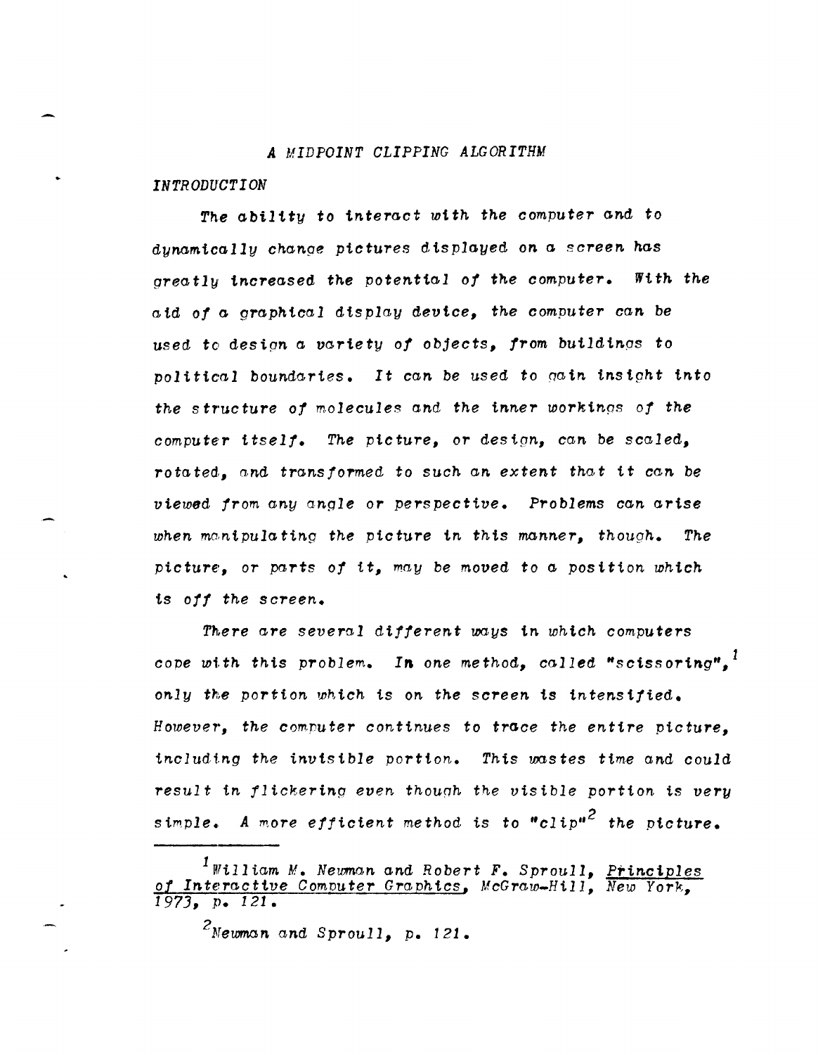# A MIDPOINT CLIPPING ALGORITHM

## INTRODUCTION

The ability to interact with the computer and to dynamically change pictures displayed on a screen has greatly increased the potential of the computer. With the aid of a graphical display device, the computer can be used to design a variety of objects, from buildings to political boundaries. It can be used to gain insight into the structure of molecules and the inner workings of the computer itself. The picture, or design, can be scaled, rotated, and transformed to such an extent that it can be viewed from any angle or perspective. Problems can arise when manipulating the picture in this manner, though. The picture, or parts of it, may be moved to a position which is off the screen.

There are several different ways in which computers cope with this problem. In one method, called "scissoring",[1] only the portion which is on the screen is intensified. However, the computer continues to trace the entire picture, including the invisible portion. This wastes time and could result in flickering even though the visible portion is very simple. A more efficient method is to "clip"[2] the picture.

---

[1] William M. Newman and Robert F. Sproull, Principles of Interactive Computer Graphics, McGraw-Hill, New York, 1973, p. 121.

[2] Newman and Sproull, p. 121.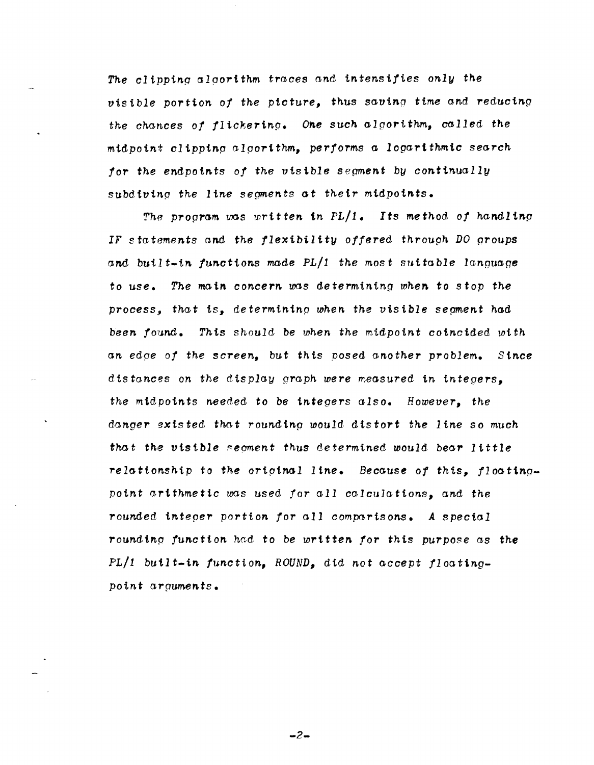The clipping algorithm traces and intensifies only the visible portion of the picture, thus saving time and reducing the chances of flickering. One such algorithm, called the midpoint clipping algorithm, performs a logarithmic search for the endpoints of the visible segment by continually subdiving the line segments at their midpoints.

The program was written in PL/1. Its method of handling IF statements and the flexibility offered through DO groups and built-in functions made PL/1 the most suitable language to use. The main concern was determining when to stop the process, that is, determining when the visible segment had been found. This should be when the midpoint coincided with an edge of the screen, but this posed another problem. Since distances on the display graph were measured in integers, the midpoints needed to be integers also. However, the danger existed that rounding would distort the line so much that the visible segment thus determined would bear little relationship to the original line. Because of this, floating-point arithmetic was used for all calculations, and the rounded integer portion for all comparisons. A special rounding function had to be written for this purpose as the PL/1 built-in function, ROUND, did not accept floating-point arguments.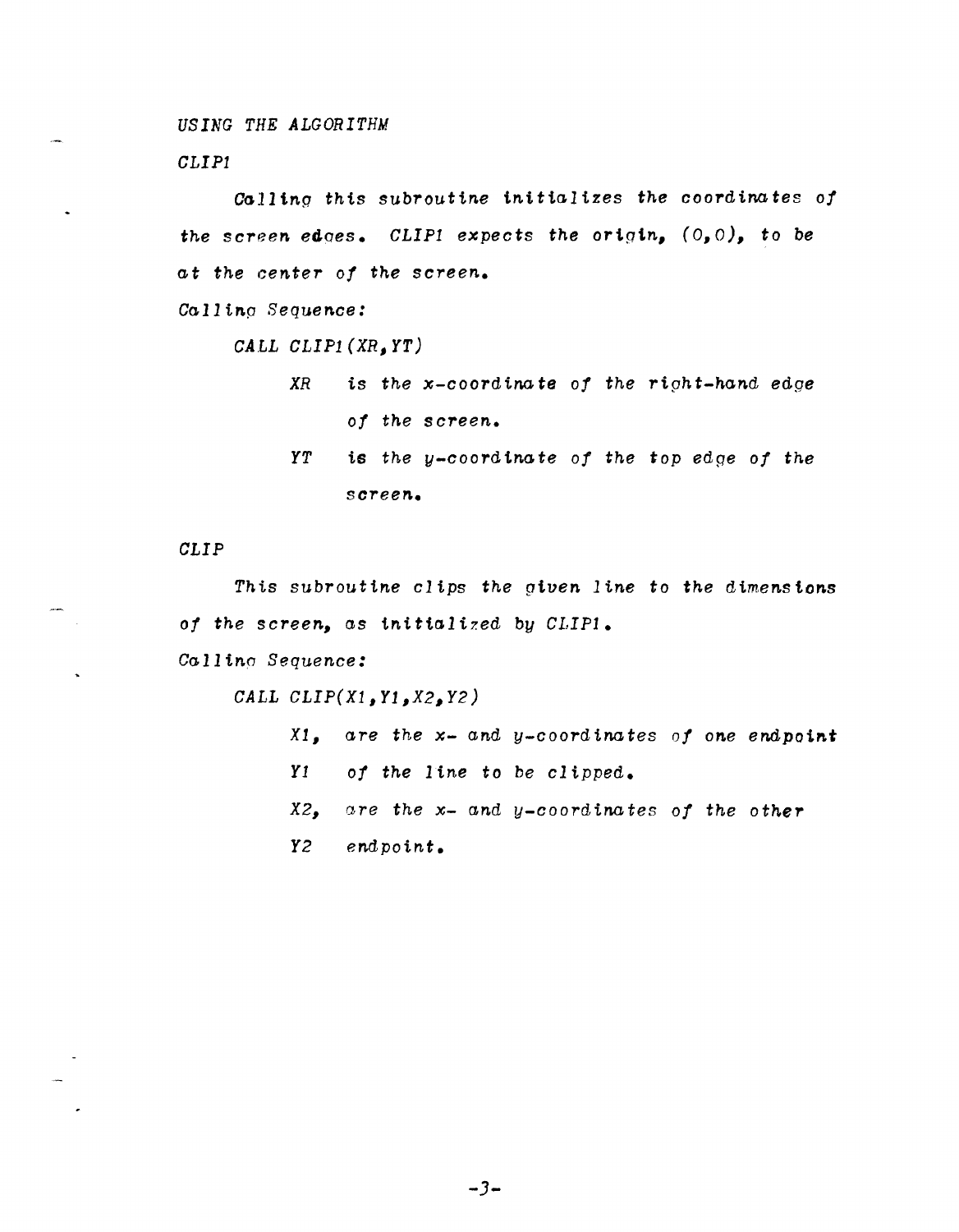## USING THE ALGORITHM

### CLIP1

Calling this subroutine initializes the coordinates of the screen edges. CLIP1 expects the origin, (0,0), to be at the center of the screen.

Calling Sequence:

```
CALL CLIP1(XR,YT)
```

- XR is the x-coordinate of the right-hand edge of the screen.
- YT is the y-coordinate of the top edge of the screen.

### CLIP

This subroutine clips the given line to the dimensions of the screen, as initialized by CLIP1.

Calling Sequence:

```
CALL CLIP(X1,Y1,X2,Y2)
```

- X1, Y1 are the x- and y-coordinates of one endpoint of the line to be clipped.
- X2, Y2 are the x- and y-coordinates of the other endpoint.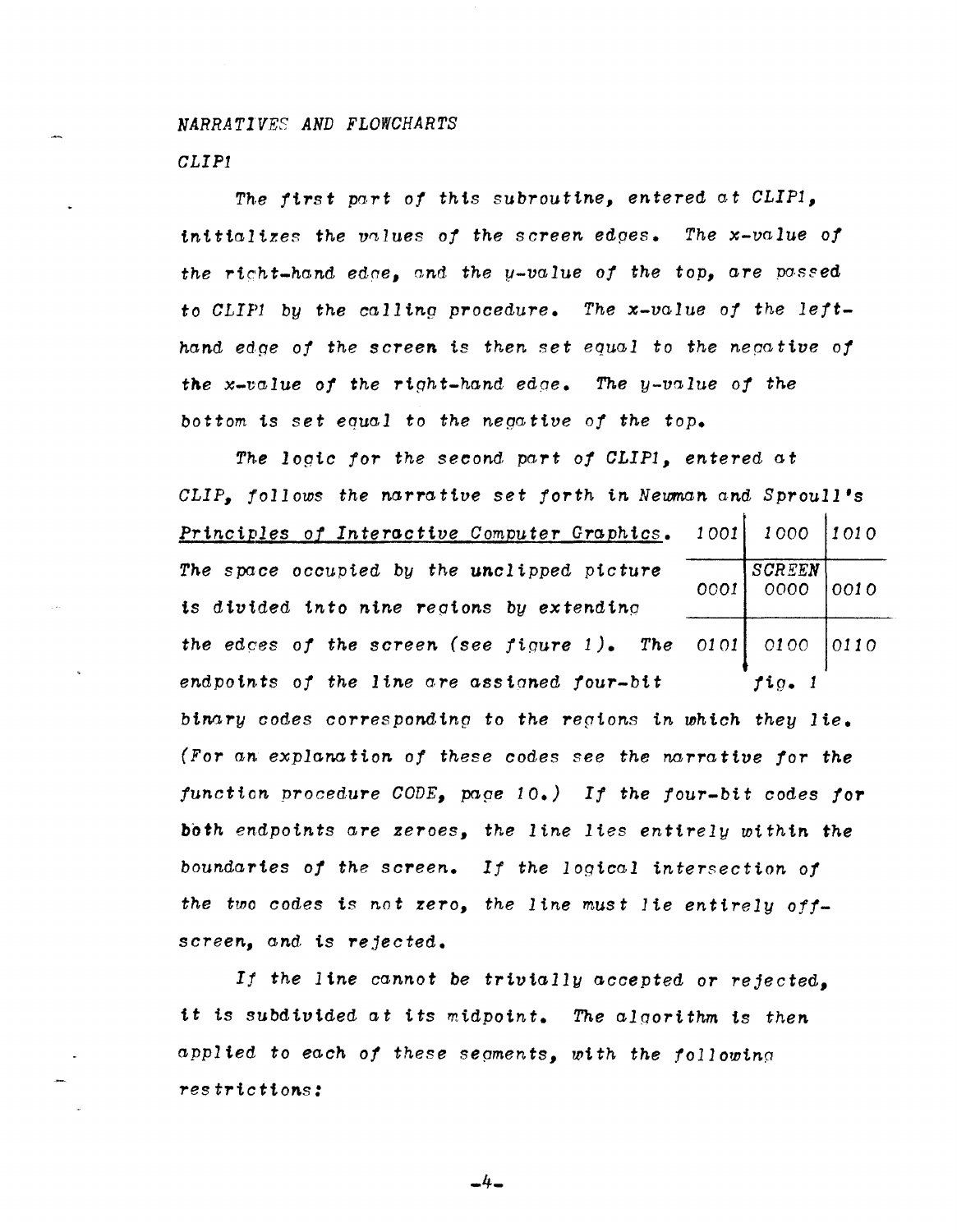*NARRATIVES AND FLOWCHARTS*

*CLIP1*

*The first part of this subroutine, entered at CLIP1, initializes the values of the screen edges. The x-value of the right-hand edge, and the y-value of the top, are passed to CLIP1 by the calling procedure. The x-value of the left-hand edge of the screen is then set equal to the negative of the x-value of the right-hand edge. The y-value of the bottom is set equal to the negative of the top.*

*The logic for the second part of CLIP1, entered at CLIP, follows the narrative set forth in Newman and Sproull's* Principles of Interactive Computer Graphics. *The space occupied by the unclipped picture is divided into nine regions by extending the edges of the screen (see figure 1). The endpoints of the line are assigned four-bit binary codes corresponding to the regions in which they lie. (For an explanation of these codes see the narrative for the function procedure CODE, page 10.) If the four-bit codes for both endpoints are zeroes, the line lies entirely within the boundaries of the screen. If the logical intersection of the two codes is not zero, the line must lie entirely off-screen, and is rejected.*

| | | |
|---|---|---|
| 1001 | 1000 | 1010 |
| 0001 | SCREEN 0000 | 0010 |
| 0101 | 0100 | 0110 |

*fig. 1*

*If the line cannot be trivially accepted or rejected, it is subdivided at its midpoint. The algorithm is then applied to each of these segments, with the following restrictions:*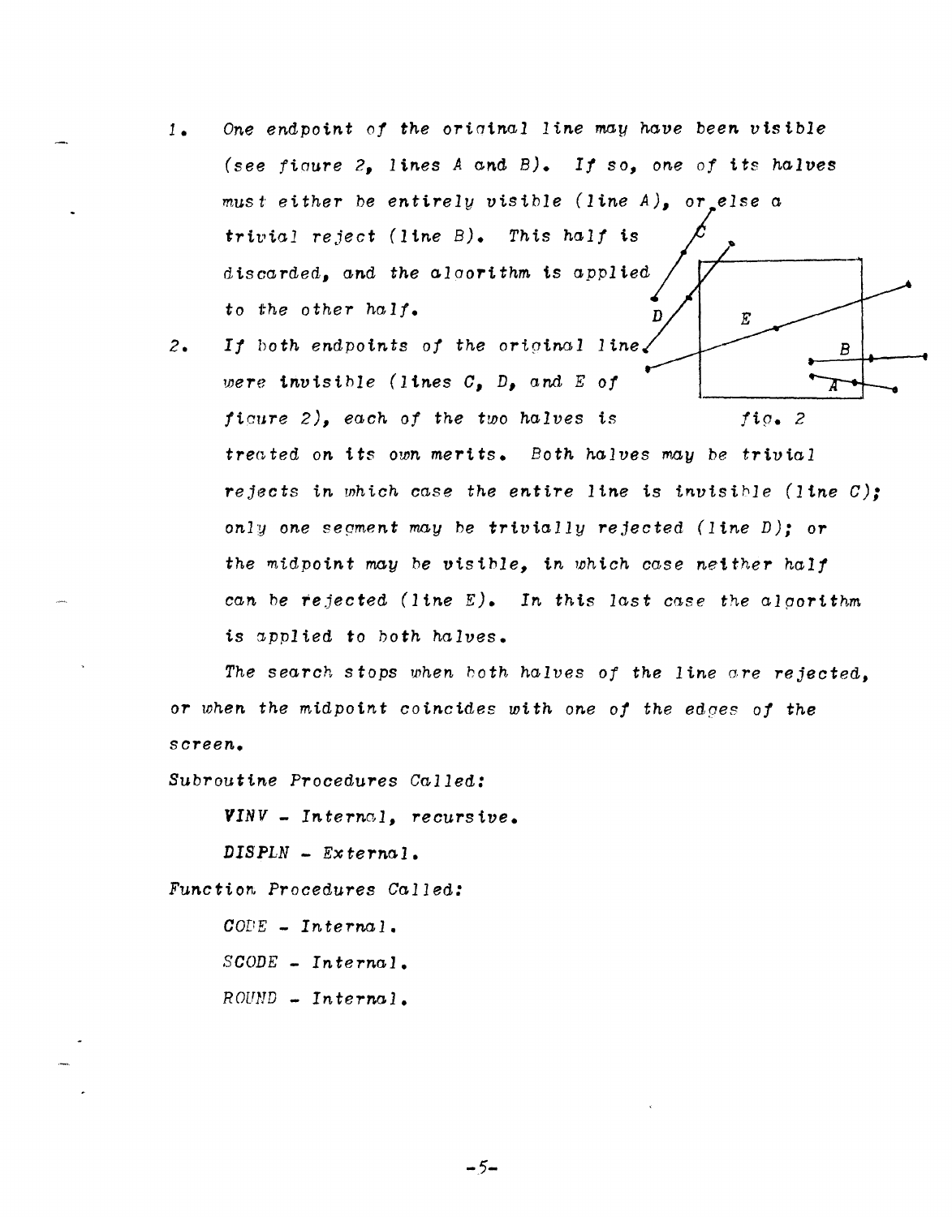1. *One endpoint of the original line may have been visible (see figure 2, lines A and B). If so, one of its halves must either be entirely visible (line A), or else a trivial reject (line B). This half is discarded, and the algorithm is applied to the other half.*

2. *If both endpoints of the original line were invisible (lines C, D, and E of figure 2), each of the two halves is treated on its own merits. Both halves may be trivial rejects in which case the entire line is invisible (line C); only one segment may be trivially rejected (line D); or the midpoint may be visible, in which case neither half can be rejected (line E). In this last case the algorithm is applied to both halves.*

*fig. 2*

*The search stops when both halves of the line are rejected, or when the midpoint coincides with one of the edges of the screen.*

*Subroutine Procedures Called:*

*VINV - Internal, recursive.*

*DISPLN - External.*

*Function Procedures Called:*

*CODE - Internal.*

*SCODE - Internal.*

*ROUND - Internal.*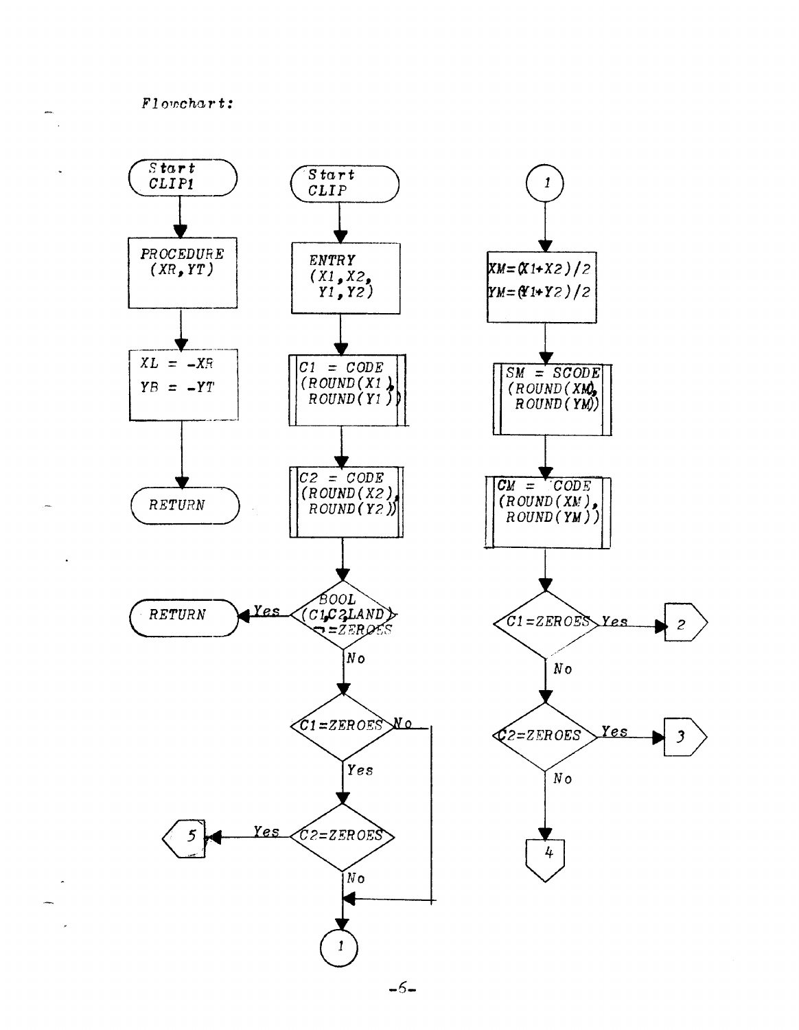*Flowchart:*

```
Start CLIP1
   |
PROCEDURE (XR,YT)
   |
XL = -XR
YB = -YT
   |
RETURN


Start CLIP
   |
ENTRY (X1,X2, Y1,Y2)
   |
C1 = CODE (ROUND(X1), ROUND(Y1))
   |
C2 = CODE (ROUND(X2), ROUND(Y2))
   |
BOOL (C1,C2,LAND) ¬=ZEROES --Yes--> RETURN
   | No
C1=ZEROES --No--> (1)
   | Yes
C2=ZEROES --Yes--> 5
   | No
  (1)


(1)
   |
XM=(X1+X2)/2
YM=(Y1+Y2)/2
   |
SM = SCODE (ROUND(XM), ROUND(YM))
   |
CM = CODE (ROUND(XM), ROUND(YM))
   |
C1=ZEROES --Yes--> 2
   | No
C2=ZEROES --Yes--> 3
   | No
   4
```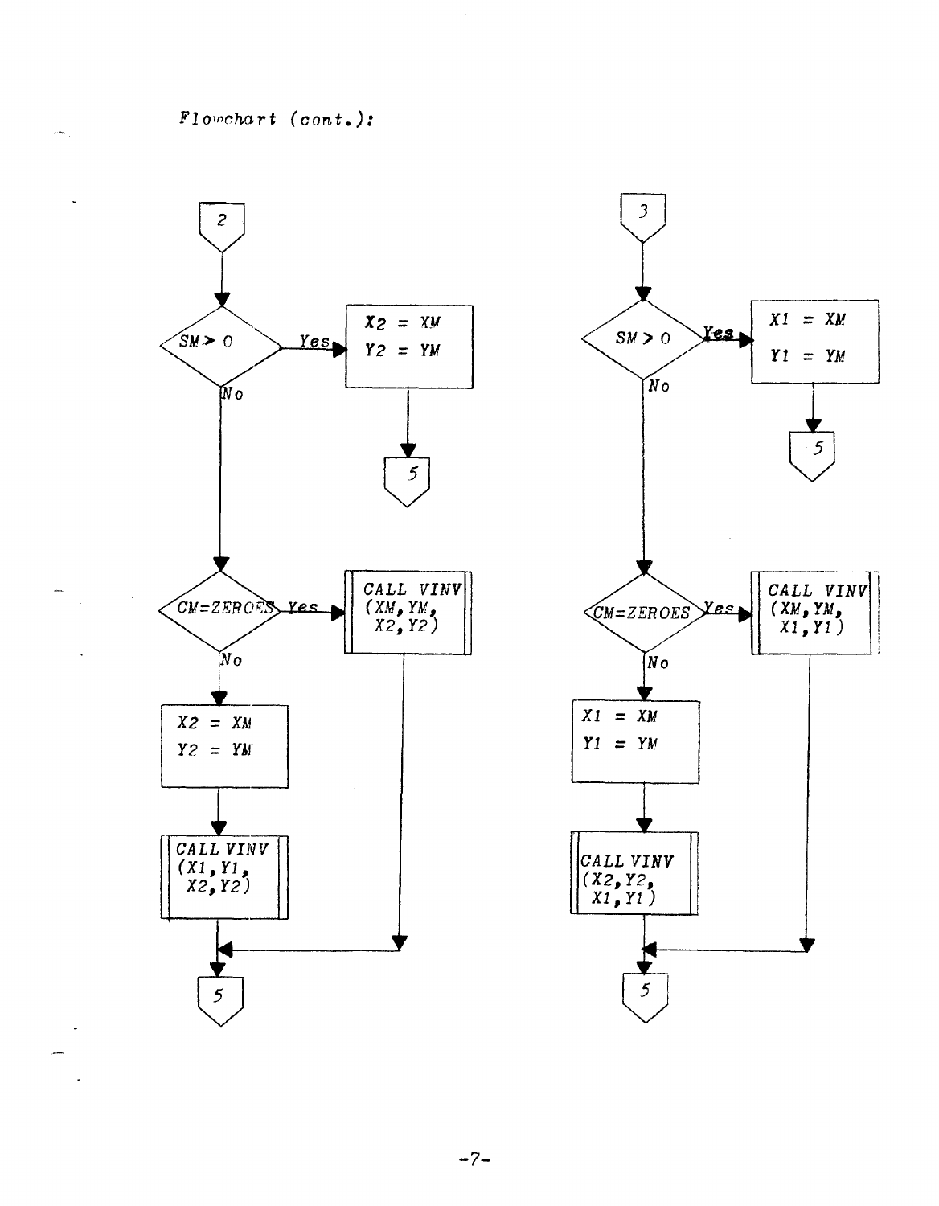*Flowchart (cont.):*

**Connector 2:**

- $SM > 0$?
  - Yes: X2 = XM, Y2 = YM → 5
  - No: CM=ZEROES?
    - Yes: CALL VINV (XM, YM, X2, Y2) → 5
    - No: X2 = XM, Y2 = YM; CALL VINV (X1, Y1, X2, Y2) → 5

**Connector 3:**

- $SM > 0$?
  - Yes: X1 = XM, Y1 = YM → 5
  - No: CM=ZEROES?
    - Yes: CALL VINV (XM, YM, X1, Y1) → 5
    - No: X1 = XM, Y1 = YM; CALL VINV (X2, Y2, X1, Y1) → 5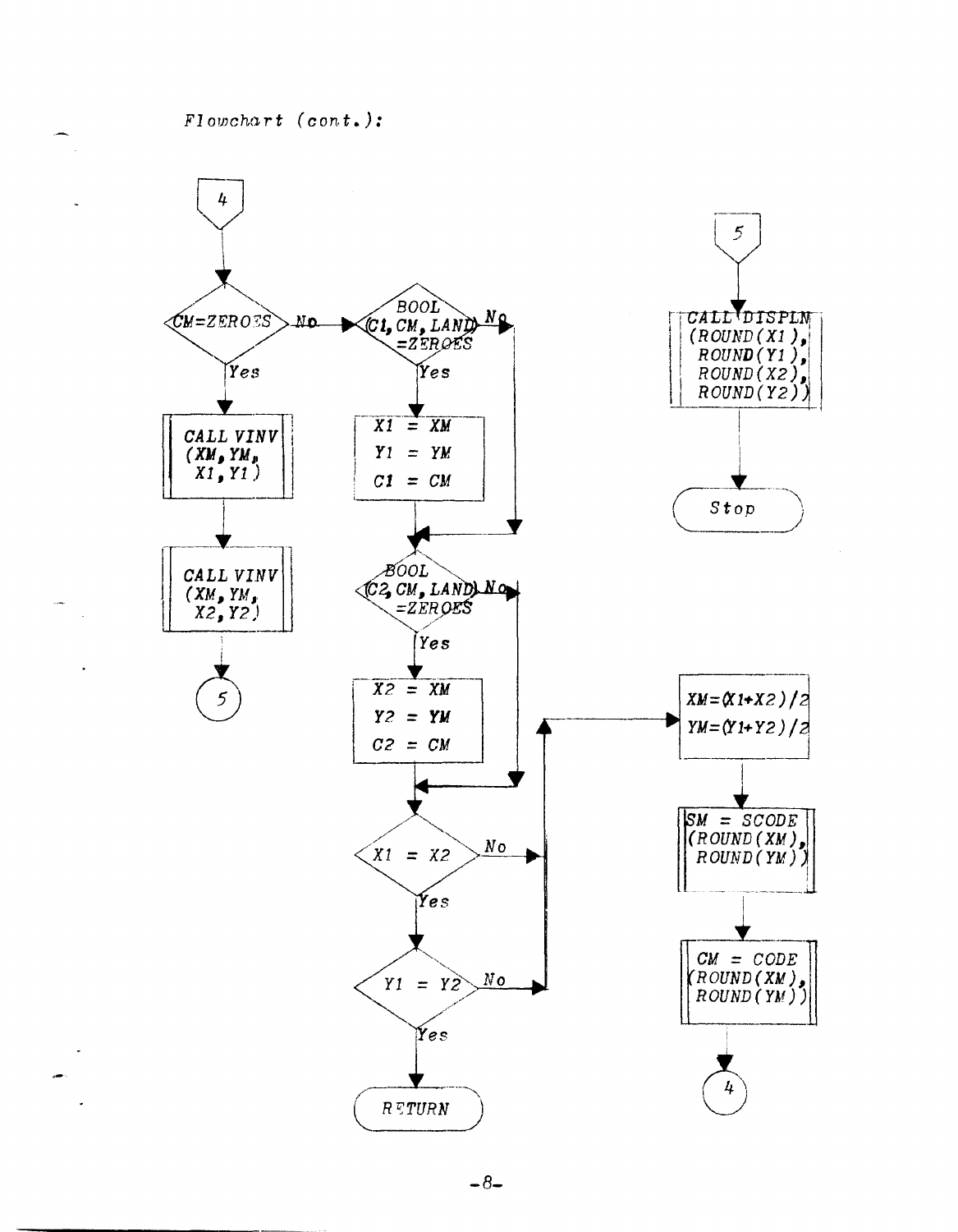*Flowchart (cont.):*

```
Connector 4
  |
  v
<CM=ZEROES?> --No--> <BOOL(C1,CM,LAND) =ZEROES?> --No--+
  |Yes                   |Yes                          |
  v                      v                             |
[CALL VINV               [X1 = XM                      |
 (XM,YM,                  Y1 = YM                      |
  X1,Y1)]                 C1 = CM]                     |
  |                      |                             |
  v                      v<----------------------------+
[CALL VINV               <BOOL(C2,CM,LAND) =ZEROES?> --No--+
 (XM,YM,                 |Yes                              |
  X2,Y2)]                v                                 |
  |                      [X2 = XM                          |
  v                       Y2 = YM                          |
 (5)                      C2 = CM]                         |
                         |                                 |
                         v<--------------------------------+
                         <X1 = X2?> --No--> [XM=(X1+X2)/2
                         |Yes                YM=(Y1+Y2)/2]
                         v                        |
                         <Y1 = Y2?> --No-->       v
                         |Yes               [SM = SCODE
                         v                   (ROUND(XM),
                         (RETURN)             ROUND(YM))]
                                                  |
                                                  v
                                            [CM = CODE
                                             (ROUND(XM),
                                              ROUND(YM))]
                                                  |
                                                  v
                                                 (4)

Connector 5
  |
  v
[CALL DISPLN
 (ROUND(X1),
  ROUND(Y1),
  ROUND(X2),
  ROUND(Y2))]
  |
  v
(Stop)
```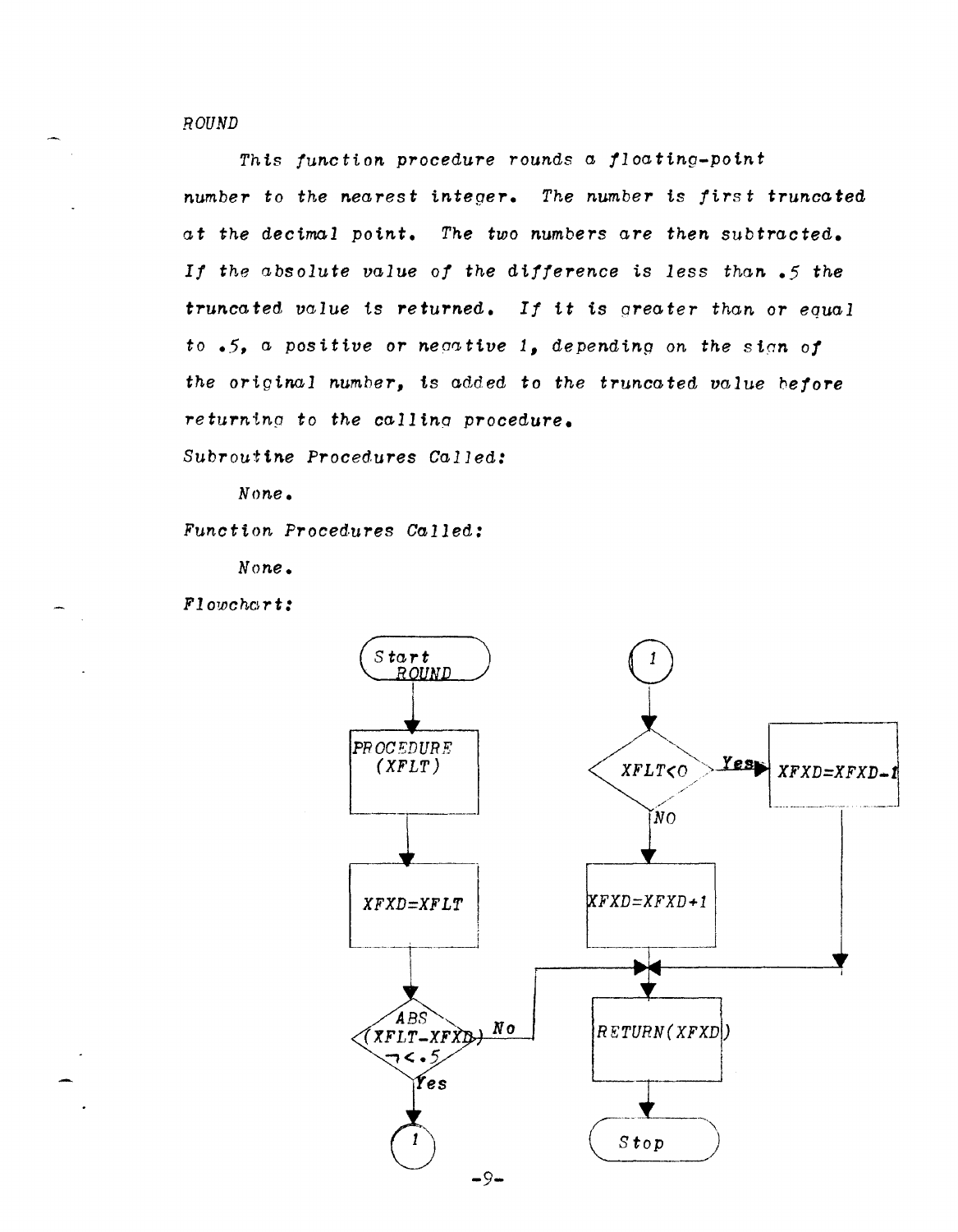ROUND

*This function procedure rounds a floating-point number to the nearest integer. The number is first truncated at the decimal point. The two numbers are then subtracted. If the absolute value of the difference is less than .5 the truncated value is returned. If it is greater than or equal to .5, a positive or negative 1, depending on the sign of the original number, is added to the truncated value before returning to the calling procedure.*

*Subroutine Procedures Called:*

*None.*

*Function Procedures Called:*

*None.*

*Flowchart:*

```
Start ROUND
  -> PROCEDURE (XFLT)
  -> XFXD=XFLT
  -> ABS(XFLT-XFXD) ¬<.5
       Yes -> (1)
       No  -> RETURN(XFXD)

(1)
  -> XFLT<0
       Yes -> XFXD=XFXD-1 -> RETURN(XFXD)
       NO  -> XFXD=XFXD+1 -> RETURN(XFXD)

RETURN(XFXD)
  -> Stop
```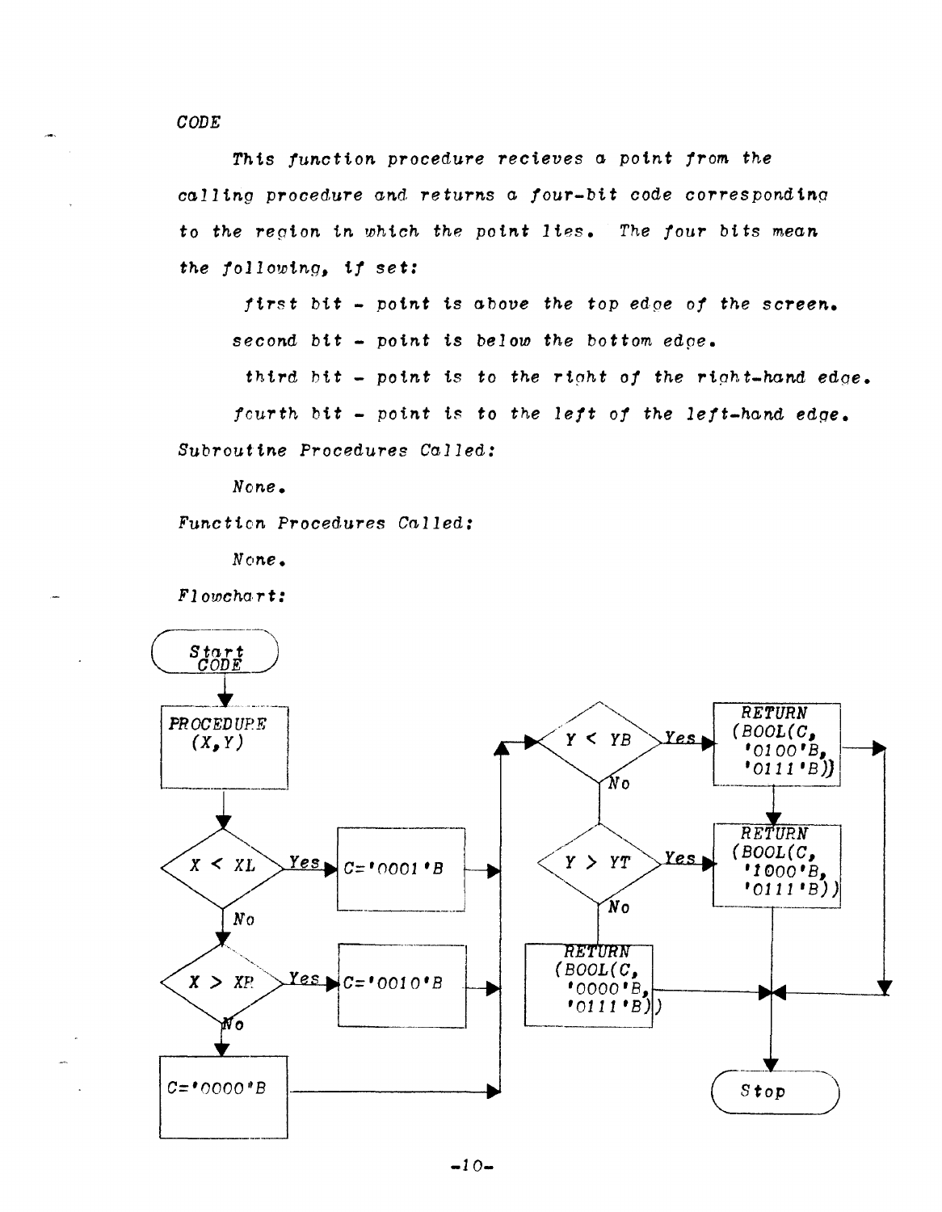*CODE*

*This function procedure recieves a point from the calling procedure and returns a four-bit code corresponding to the region in which the point lies. The four bits mean the following, if set:*

*first bit - point is above the top edge of the screen.*

*second bit - point is below the bottom edge.*

*third bit - point is to the right of the right-hand edge.*

*fourth bit - point is to the left of the left-hand edge.*

*Subroutine Procedures Called:*

*None.*

*Function Procedures Called:*

*None.*

*Flowchart:*

```
Start CODE
   |
PROCEDURE (X,Y)
   |
X < XL --Yes--> C='0001'B --------------+
   | No                                  |
X > XR --Yes--> C='0010'B --------------+
   | No                                  |
C='0000'B ------------------------------+
                                         |
                                         v
                                     Y < YB --Yes--> RETURN (BOOL(C, '0100'B, '0111'B))
                                         | No
                                     Y > YT --Yes--> RETURN (BOOL(C, '1000'B, '0111'B))
                                         | No
                                     RETURN (BOOL(C, '0000'B, '0111'B))
                                         |
                                       Stop
```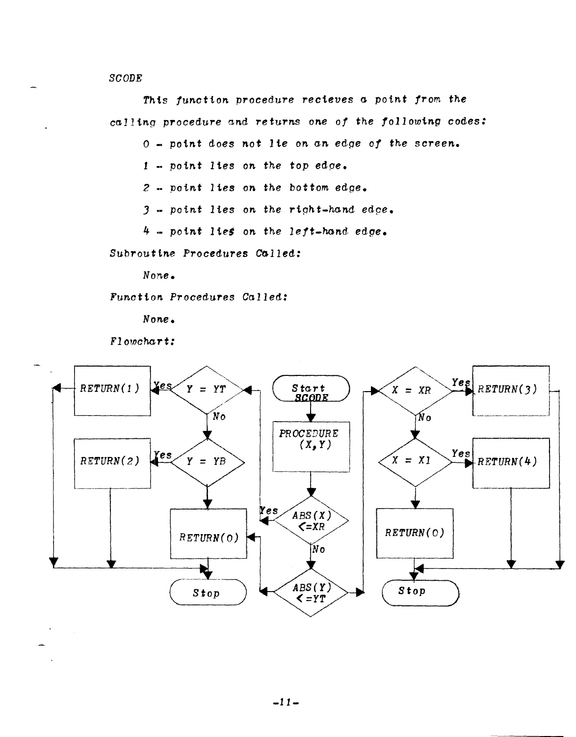SCODE

*This function procedure recieves a point from the calling procedure and returns one of the following codes:*

*0 - point does not lie on an edge of the screen.*

*1 - point lies on the top edge.*

*2 - point lies on the bottom edge.*

*3 - point lies on the right-hand edge.*

*4 - point lies on the left-hand edge.*

*Subroutine Procedures Called:*

*None.*

*Function Procedures Called:*

*None.*

*Flowchart:*

```
Start SCODE
   |
PROCEDURE (X,Y)
   |
ABS(X) <=XR ? --Yes--> Y = YT ? --Yes--> RETURN(1) --> Stop
   |                      | No
   | No                   Y = YB ? --Yes--> RETURN(2) --> Stop
   |                      |
   |                   RETURN(0) --> Stop
   |
ABS(Y) <=YT ? --Yes--> RETURN(0) --> Stop
   | (other branch)
   X = XR ? --Yes--> RETURN(3) --> Stop
   | No
   X = XL ? --Yes--> RETURN(4) --> Stop
   |
   RETURN(0) --> Stop
```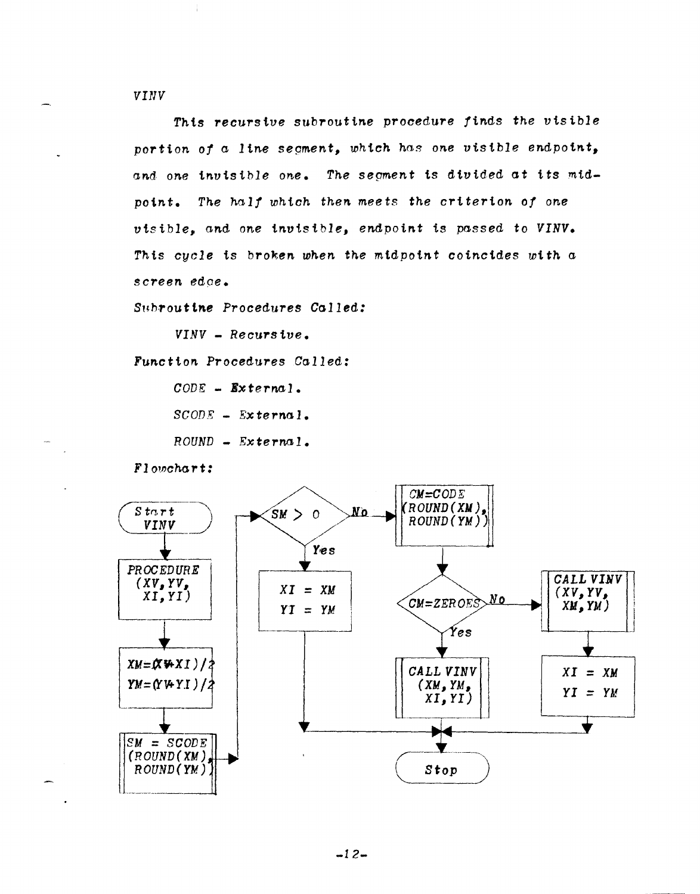VINV

*This recursive subroutine procedure finds the visible portion of a line segment, which has one visible endpoint, and one invisible one. The segment is divided at its midpoint. The half which then meets the criterion of one visible, and one invisible, endpoint is passed to VINV. This cycle is broken when the midpoint coincides with a screen edge.*

*Subroutine Procedures Called:*

VINV - Recursive.

*Function Procedures Called:*

CODE - External.

SCODE - External.

ROUND - External.

*Flowchart:*

```
Start VINV
  |
PROCEDURE (XV,YV, XI,YI)
  |
XM=(XV+XI)/2
YM=(YV+YI)/2
  |
SM = SCODE (ROUND(XM), ROUND(YM))
  |
SM > 0 ?
  Yes -> XI = XM
         YI = YM                      -> Stop
  No  -> CM=CODE (ROUND(XM), ROUND(YM))
           |
         CM=ZEROES ?
           Yes -> CALL VINV (XM,YM, XI,YI)   -> Stop
           No  -> CALL VINV (XV,YV, XM,YM)
                  XI = XM
                  YI = YM                    -> Stop
```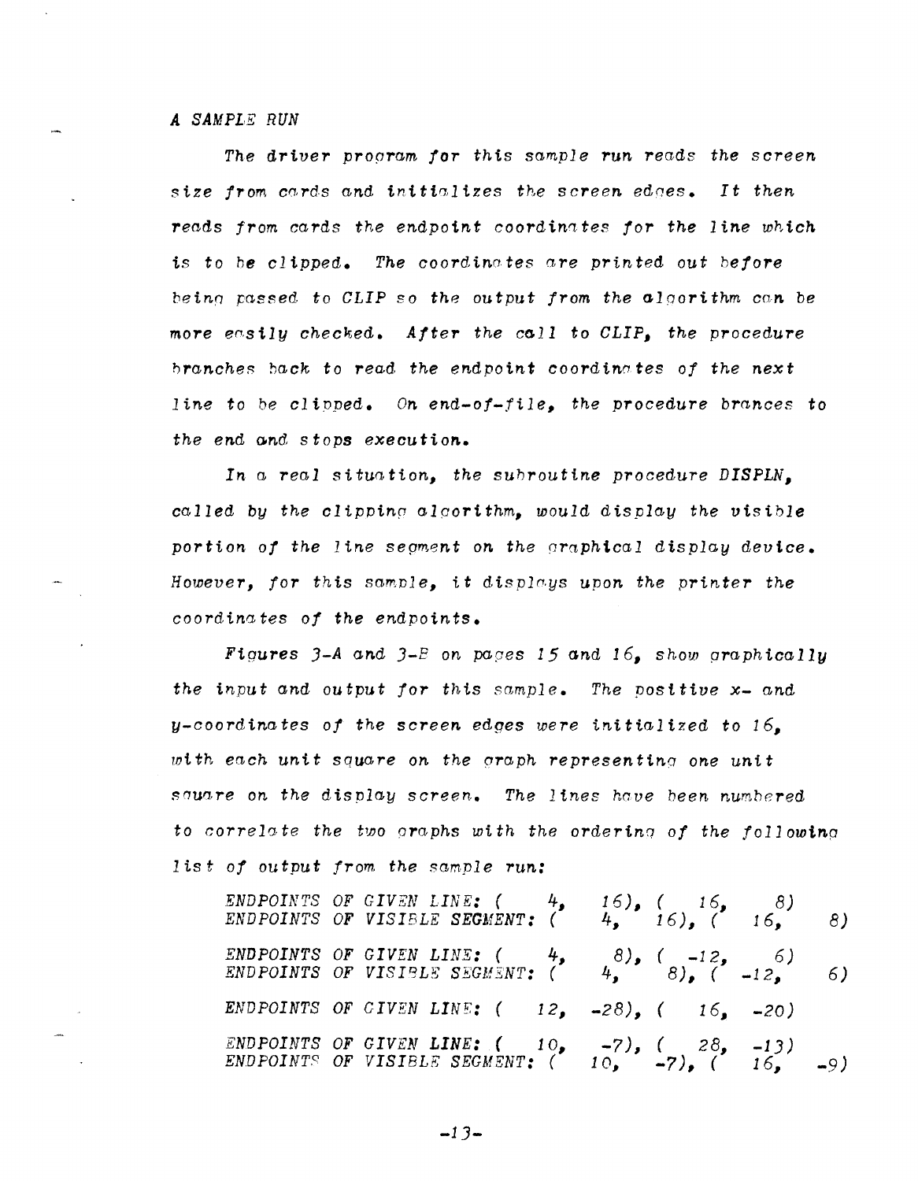*A SAMPLE RUN*

*The driver program for this sample run reads the screen size from cards and initializes the screen edges. It then reads from cards the endpoint coordinates for the line which is to be clipped. The coordinates are printed out before being passed to CLIP so the output from the algorithm can be more easily checked. After the call to CLIP, the procedure branches back to read the endpoint coordinates of the next line to be clipped. On end-of-file, the procedure brances to the end and stops execution.*

*In a real situation, the subroutine procedure DISPLN, called by the clipping algorithm, would display the visible portion of the line segment on the graphical display device. However, for this sample, it displays upon the printer the coordinates of the endpoints.*

*Figures 3-A and 3-B on pages 15 and 16, show graphically the input and output for this sample. The positive x- and y-coordinates of the screen edges were initialized to 16, with each unit square on the graph representing one unit square on the display screen. The lines have been numbered to correlate the two graphs with the ordering of the following list of output from the sample run:*

```
ENDPOINTS OF GIVEN LINE: (   4,   16), (  16,    8)
ENDPOINTS OF VISIBLE SEGMENT: (   4,   16), (  16,    8)

ENDPOINTS OF GIVEN LINE: (   4,    8), ( -12,    6)
ENDPOINTS OF VISIBLE SEGMENT: (   4,    8), ( -12,    6)

ENDPOINTS OF GIVEN LINE: (  12,  -28), (  16,  -20)

ENDPOINTS OF GIVEN LINE: (  10,   -7), (  28,  -13)
ENDPOINTS OF VISIBLE SEGMENT: (  10,   -7), (  16,   -9)
```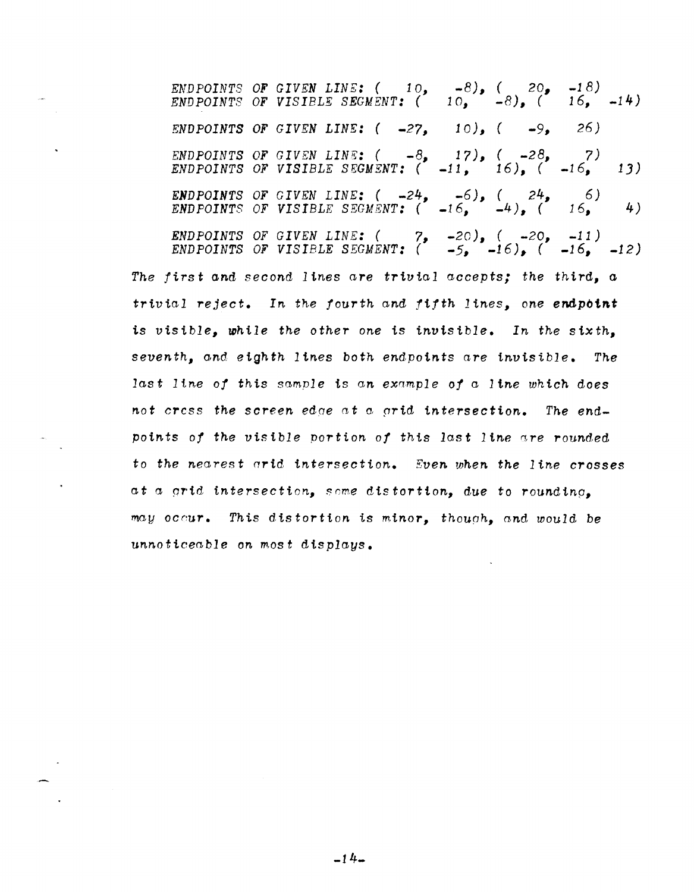```
ENDPOINTS OF GIVEN LINE: (  10,  -8), (  20,  -18)
ENDPOINTS OF VISIBLE SEGMENT: (  10,  -8), (  16,  -14)

ENDPOINTS OF GIVEN LINE: ( -27,  10), (  -9,  26)

ENDPOINTS OF GIVEN LINE: (  -8,  17), ( -28,   7)
ENDPOINTS OF VISIBLE SEGMENT: ( -11,  16), ( -16,  13)

ENDPOINTS OF GIVEN LINE: ( -24,  -6), (  24,   6)
ENDPOINTS OF VISIBLE SEGMENT: ( -16,  -4), (  16,   4)

ENDPOINTS OF GIVEN LINE: (   7, -20), ( -20, -11)
ENDPOINTS OF VISIBLE SEGMENT: (  -5, -16), ( -16, -12)
```

*The first and second lines are trivial accepts; the third, a trivial reject. In the fourth and fifth lines, one endpoint is visible, while the other one is invisible. In the sixth, seventh, and eighth lines both endpoints are invisible. The last line of this sample is an example of a line which does not cross the screen edge at a grid intersection. The endpoints of the visible portion of this last line are rounded to the nearest grid intersection. Even when the line crosses at a grid intersection, some distortion, due to rounding, may occur. This distortion is minor, though, and would be unnoticeable on most displays.*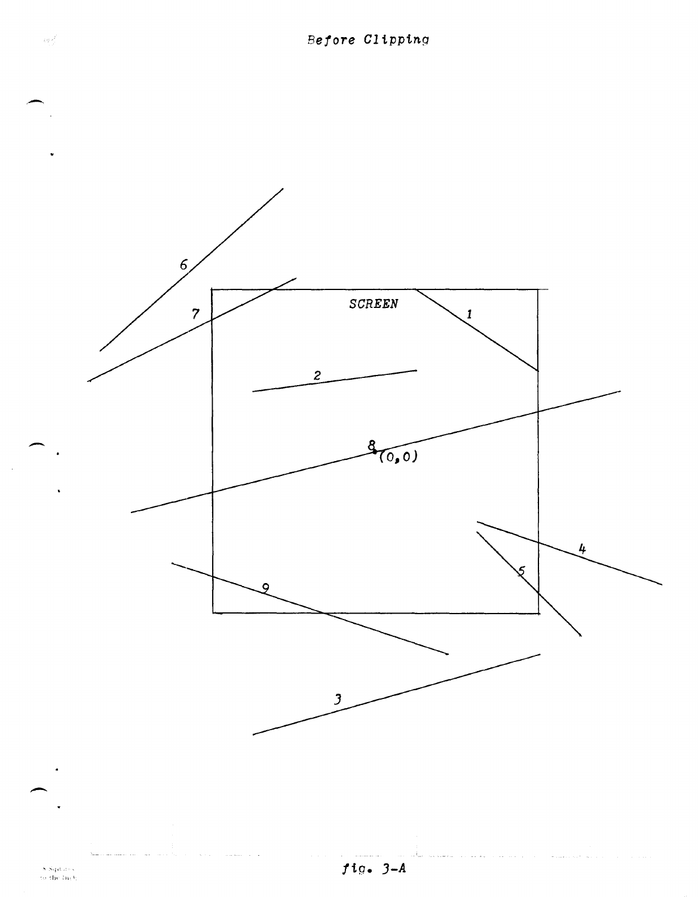Before Clipping

SCREEN

1

2

3

4

5

6

7

8 (0,0)

9

fig. 3-A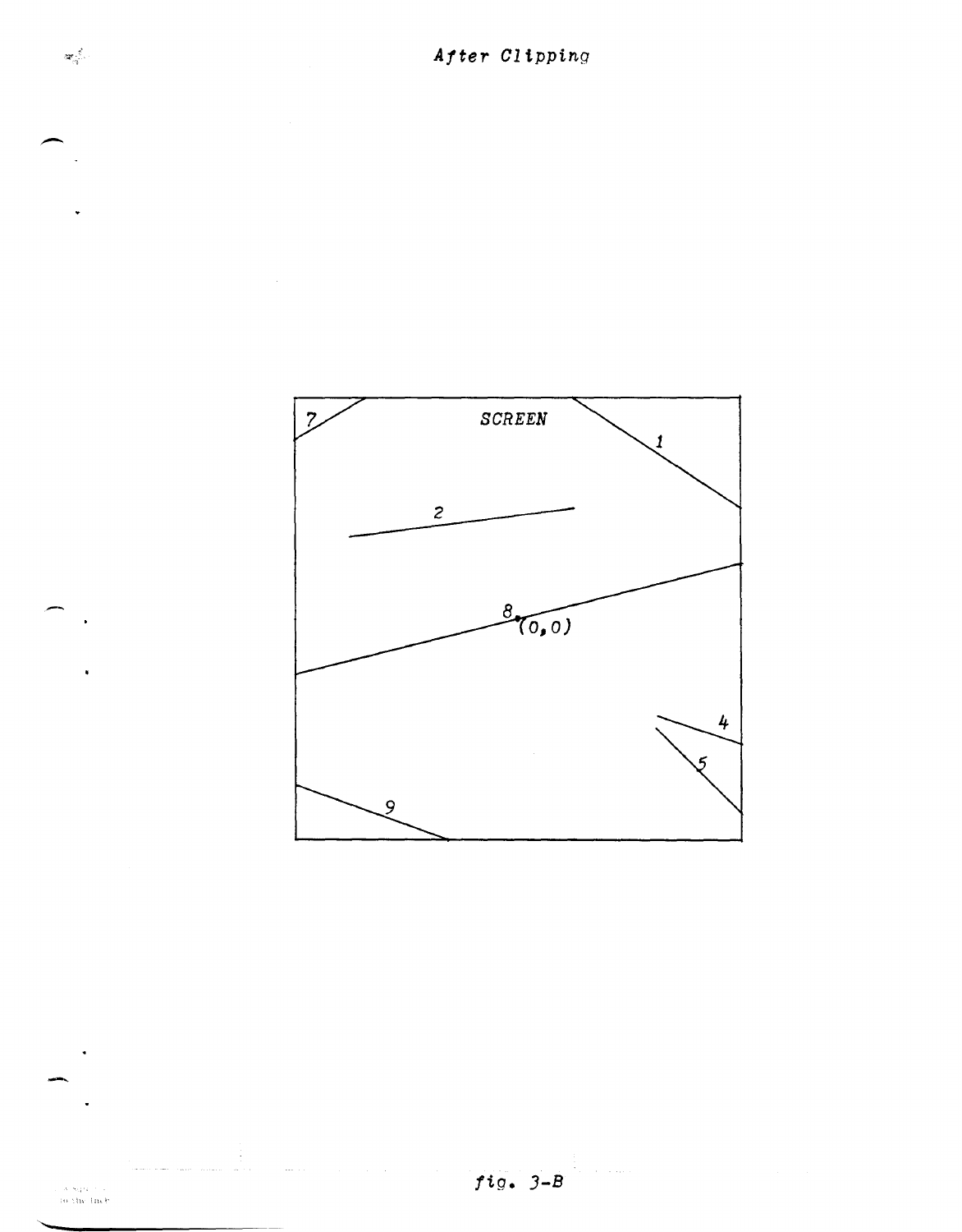*After Clipping*

SCREEN

7

1

2

8

(0,0)

4

5

9

fig. 3-B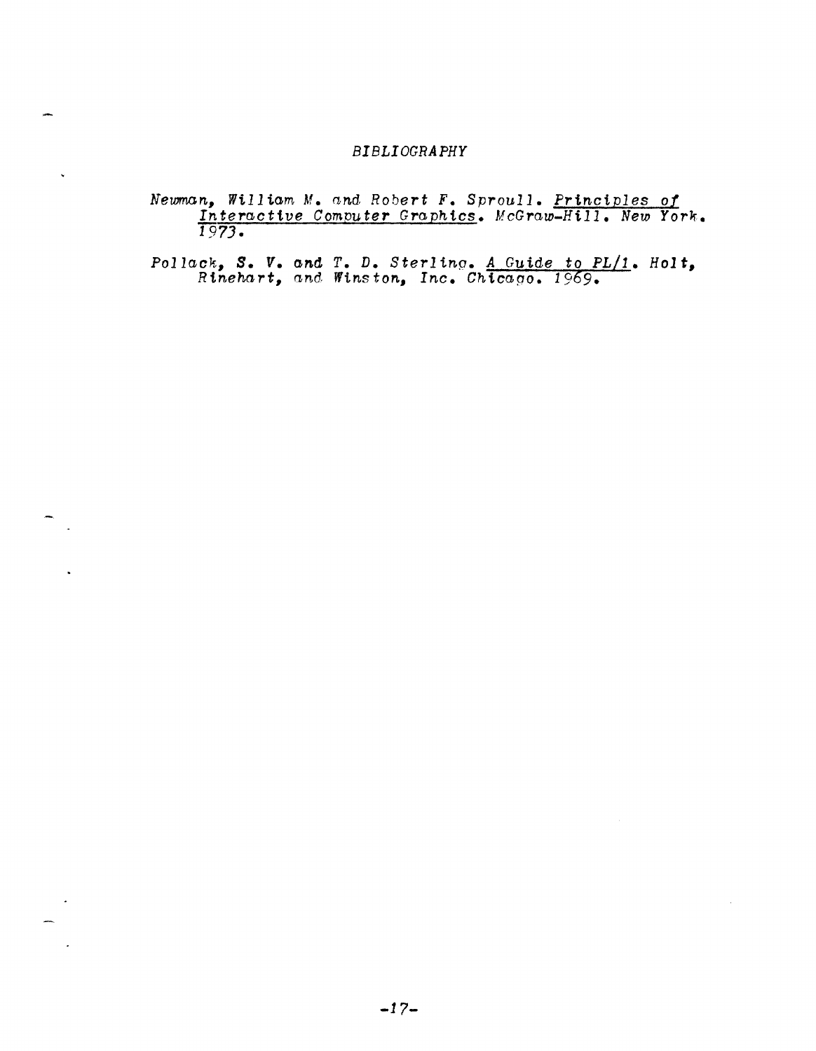# BIBLIOGRAPHY

Newman, William M. and Robert F. Sproull. Principles of Interactive Computer Graphics. McGraw-Hill. New York. 1973.

Pollack, S. V. and T. D. Sterling. A Guide to PL/1. Holt, Rinehart, and Winston, Inc. Chicago. 1969.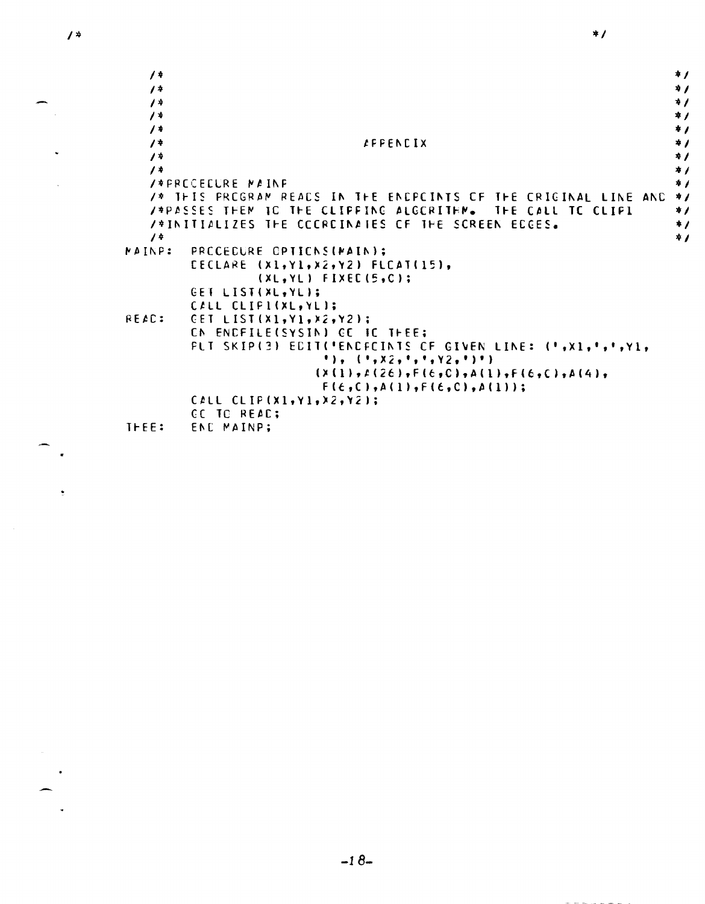```
/*                                                                   */

   /*                                                                    */
   /*                                                                    */
   /*                                                                    */
   /*                                                                    */
   /*                                                                    */
   /*                              APPENDIX                              */
   /*                                                                    */
   /*                                                                    */
   /*PROCEDURE MAINP                                                     */
   /* THIS PROGRAM READS IN THE ENDPOINTS OF THE ORIGINAL LINE AND       */
   /*PASSES THEM TO THE CLIPPING ALGORITHM.  THE CALL TO CLIP1           */
   /*INITIALIZES THE COORDINATES OF THE SCREEN EDGES.                    */
   /*                                                                    */
MAINP:  PROCEDURE OPTIONS(MAIN);
        DECLARE (X1,Y1,X2,Y2) FLOAT(15),
                (XL,YL) FIXED(5,0);
        GET LIST(XL,YL);
        CALL CLIP1(XL,YL);
READ:   GET LIST(X1,Y1,X2,Y2);
        ON ENDFILE(SYSIN) GO TO THEE;
        PUT SKIP(3) EDIT('ENDPOINTS OF GIVEN LINE: (',X1,',',Y1,
                         '), (',X2,',',Y2,')')
                        (X(1),A(26),F(6,0),A(1),F(6,0),A(4),
                         F(6,0),A(1),F(6,0),A(1));
        CALL CLIP(X1,Y1,X2,Y2);
        GO TO READ;
THEE:   END MAINP;
```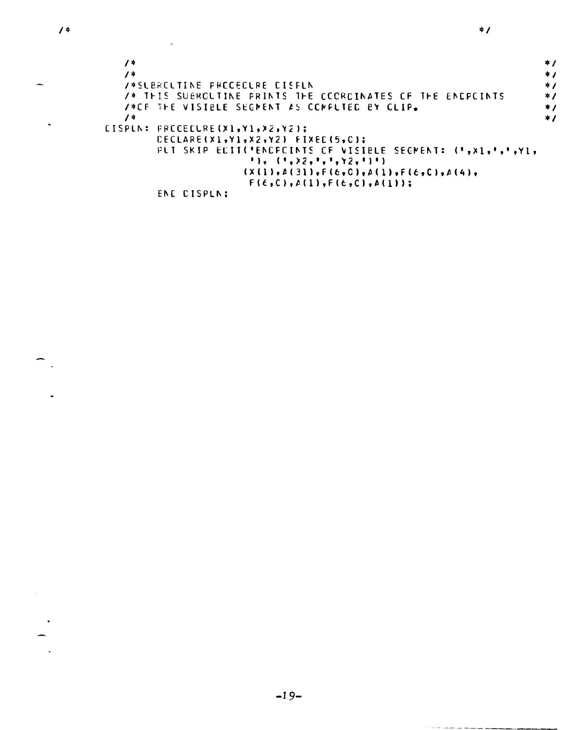```
/*                                                                    */

        /*                                                                    */
        /*                                                                    */
        /*SUBROUTINE PROCEDURE DISPLN                                         */
        /* THIS SUBROUTINE PRINTS THE COORDINATES OF THE ENDPOINTS            */
        /*OF THE VISIBLE SEGMENT AS COMPUTED BY CLIP.                         */
        /*                                                                    */
    DISPLN: PROCEDURE(X1,Y1,X2,Y2);
            DECLARE(X1,Y1,X2,Y2) FIXED(5,0);
            PUT SKIP EDIT('ENDPOINTS OF VISIBLE SEGMENT: (',X1,',',Y1,
                          '), (',X2,',',Y2,')')
                         (X(1),A(31),F(6,0),A(1),F(6,0),A(4),
                          F(6,0),A(1),F(6,0),A(1));
            END DISPLN;
```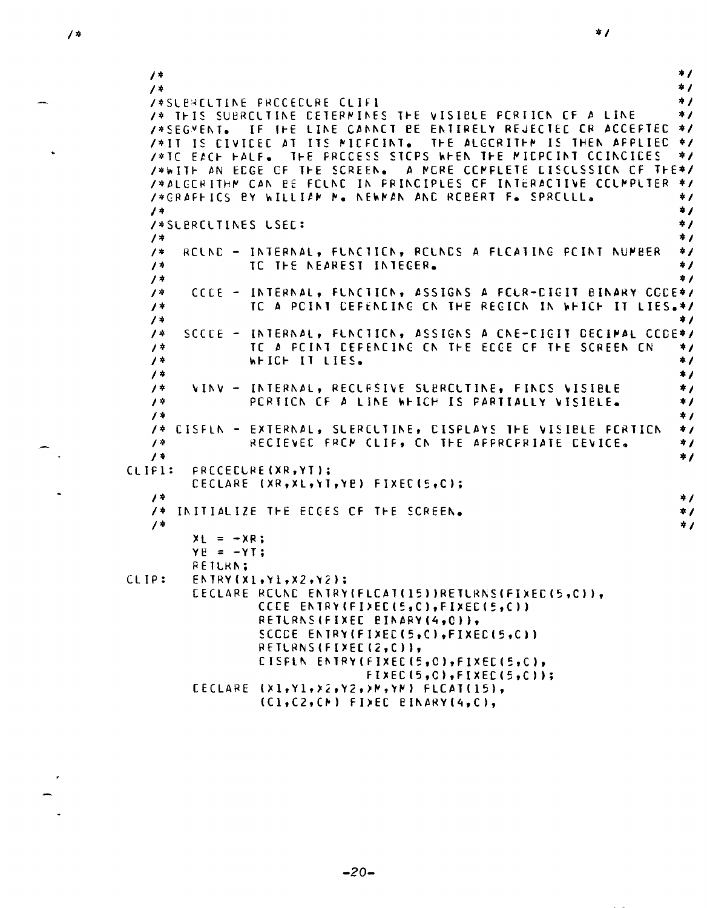```
   /*                                                              */
   /*                                                              */
   /*SUBROUTINE PROCEDURE CLIP1                                    */
   /* THIS SUBROUTINE DETERMINES THE VISIBLE PORTION OF A LINE     */
   /*SEGMENT.  IF THE LINE CANNOT BE ENTIRELY REJECTED OR ACCEPTED */
   /*IT IS DIVIDED AT ITS MIDPOINT.  THE ALGORITHM IS THEN APPLIED */
   /*TO EACH HALF.  THE PROCESS STOPS WHEN THE MIDPOINT COINCIDES  */
   /*WITH AN EDGE OF THE SCREEN.  A MORE COMPLETE DISCUSSION OF THE*/
   /*ALGORITHM CAN BE FOUND IN PRINCIPLES OF INTERACTIVE COMPUTER  */
   /*GRAPHICS BY WILLIAM M. NEWMAN AND ROBERT F. SPROULL.          */
   /*                                                              */
   /*SUBROUTINES USED:                                             */
   /*                                                              */
   /*  ROUND - INTERNAL, FUNCTION, ROUNDS A FLOATING POINT NUMBER  */
   /*          TO THE NEAREST INTEGER.                             */
   /*                                                              */
   /*   CODE - INTERNAL, FUNCTION, ASSIGNS A FOUR-DIGIT BINARY CODE*/
   /*          TO A POINT DEPENDING ON THE REGION IN WHICH IT LIES.*/
   /*                                                              */
   /*  SCODE - INTERNAL, FUNCTION, ASSIGNS A ONE-DIGIT DECIMAL CODE*/
   /*          TO A POINT DEPENDING ON THE EDGE OF THE SCREEN ON   */
   /*          WHICH IT LIES.                                      */
   /*                                                              */
   /*   VINV - INTERNAL, RECURSIVE SUBROUTINE, FINDS VISIBLE       */
   /*          PORTION OF A LINE WHICH IS PARTIALLY VISIBLE.       */
   /*                                                              */
   /* DISPLN - EXTERNAL, SUBROUTINE, DISPLAYS THE VISIBLE PORTION  */
   /*          RECIEVED FROM CLIP, ON THE APPROPRIATE DEVICE.      */
   /*                                                              */
CLIP1:  PROCEDURE(XR,YT);
        DECLARE (XR,XL,YT,YB) FIXED(5,0);
   /*                                                              */
   /* INITIALIZE THE EDGES OF THE SCREEN.                          */
   /*                                                              */
        XL = -XR;
        YB = -YT;
        RETURN;
CLIP:   ENTRY(X1,Y1,X2,Y2);
        DECLARE ROUND ENTRY(FLOAT(15))RETURNS(FIXED(5,0)),
                CODE ENTRY(FIXED(5,0),FIXED(5,0))
                RETURNS(FIXED BINARY(4,0)),
                SCODE ENTRY(FIXED(5,0),FIXED(5,0))
                RETURNS(FIXED(2,0)),
                DISPLN ENTRY(FIXED(5,0),FIXED(5,0),
                             FIXED(5,0),FIXED(5,0));
        DECLARE (X1,Y1,X2,Y2,XM,YM) FLOAT(15),
                (C1,C2,CM) FIXED BINARY(4,0),
```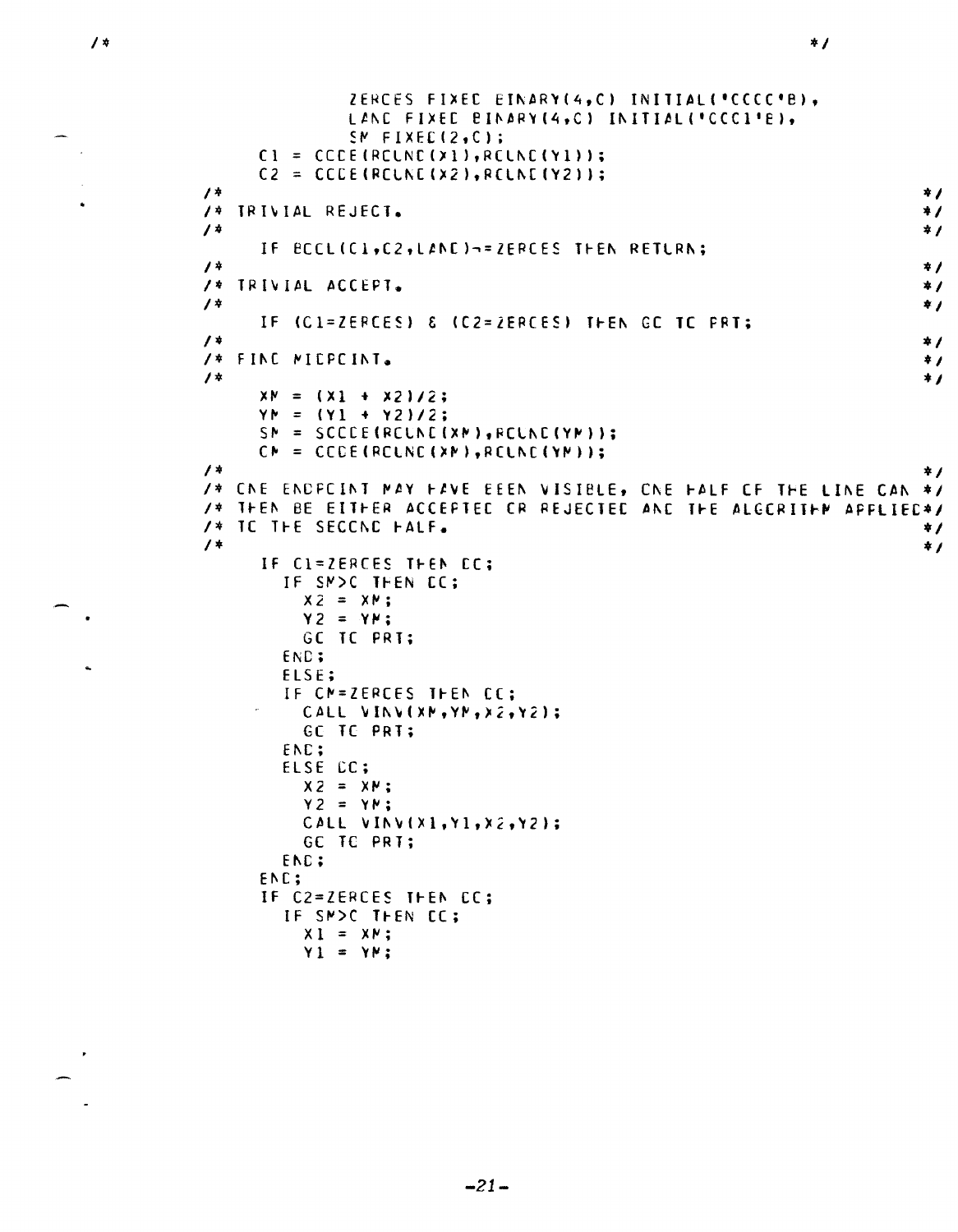```
/*                                                                  */
              ZEROES FIXED BINARY(4,0) INITIAL('0000'B),
              LAND FIXED BINARY(4,0) INITIAL('0001'B),
              SM FIXED(2,0);
      C1 = CODE(ROUND(X1),ROUND(Y1));
      C2 = CODE(ROUND(X2),ROUND(Y2));
/*                                                                  */
/* TRIVIAL REJECT.                                                  */
/*                                                                  */
      IF BOOL(C1,C2,LAND)¬=ZEROES THEN RETURN;
/*                                                                  */
/* TRIVIAL ACCEPT.                                                  */
/*                                                                  */
      IF (C1=ZEROES) & (C2=ZEROES) THEN GO TO PRT;
/*                                                                  */
/* FIND MIDPOINT.                                                   */
/*                                                                  */
      XM = (X1 + X2)/2;
      YM = (Y1 + Y2)/2;
      SM = SCODE(ROUND(XM),ROUND(YM));
      CM = CODE(ROUND(XM),ROUND(YM));
/*                                                                  */
/* ONE ENDPOINT MAY HAVE BEEN VISIBLE, ONE HALF OF THE LINE CAN     */
/* THEN BE EITHER ACCEPTED OR REJECTED AND THE ALGORITHM APPLIED    */
/* TO THE SECOND HALF.                                              */
/*                                                                  */
      IF C1=ZEROES THEN DO;
        IF SM>0 THEN DO;
          X2 = XM;
          Y2 = YM;
          GO TO PRT;
        END;
        ELSE;
        IF CM=ZEROES THEN DO;
          CALL VINV(XM,YM,X2,Y2);
          GO TO PRT;
        END;
        ELSE DO;
          X2 = XM;
          Y2 = YM;
          CALL VINV(X1,Y1,X2,Y2);
          GO TO PRT;
        END;
      END;
      IF C2=ZEROES THEN DO;
        IF SM>0 THEN DO;
          X1 = XM;
          Y1 = YM;
```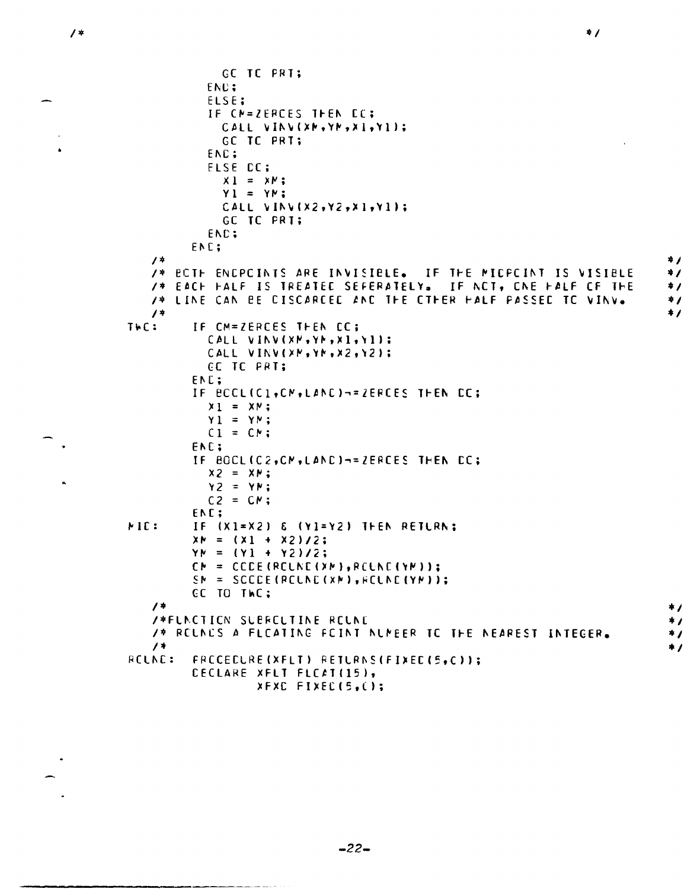```
/*                                                                          */
                GO TO PRT;
              END;
              ELSE;
              IF CM=ZEROES THEN DO;
                CALL VINV(XM,YM,X1,Y1);
                GO TO PRT;
              END;
              ELSE DO;
                X1 = XM;
                Y1 = YM;
                CALL VINV(X2,Y2,X1,Y1);
                GO TO PRT;
              END;
            END;
   /*                                                                       */
   /* BOTH ENDPOINTS ARE INVISIBLE.  IF THE MIDPOINT IS VISIBLE             */
   /* EACH HALF IS TREATED SEPERATELY.  IF NOT, ONE HALF OF THE             */
   /* LINE CAN BE DISCARDED AND THE OTHER HALF PASSED TO VINV.              */
   /*                                                                       */
 TWO:      IF CM=ZEROES THEN DO;
             CALL VINV(XM,YM,X1,Y1);
             CALL VINV(XM,YM,X2,Y2);
             GO TO PRT;
           END;
           IF BOOL(C1,CM,LAND)¬=ZEROES THEN DO;
             X1 = XM;
             Y1 = YM;
             C1 = CM;
           END;
           IF BOOL(C2,CM,LAND)¬=ZEROES THEN DO;
             X2 = XM;
             Y2 = YM;
             C2 = CM;
           END;
 MID:      IF (X1=X2) & (Y1=Y2) THEN RETURN;
           XM = (X1 + X2)/2;
           YM = (Y1 + Y2)/2;
           CM = CODE(ROUND(XM),ROUND(YM));
           SM = SCODE(ROUND(XM),ROUND(YM));
           GO TO TWO;
   /*                                                                       */
   /*FUNCTION SUBROUTINE ROUND                                              */
   /* ROUNDS A FLOATING POINT NUMBER TO THE NEAREST INTEGER.                */
   /*                                                                       */
 ROUND:    PROCEDURE(XFLT) RETURNS(FIXED(5,0));
           DECLARE XFLT FLOAT(15),
                   XFXD FIXED(5,0);
```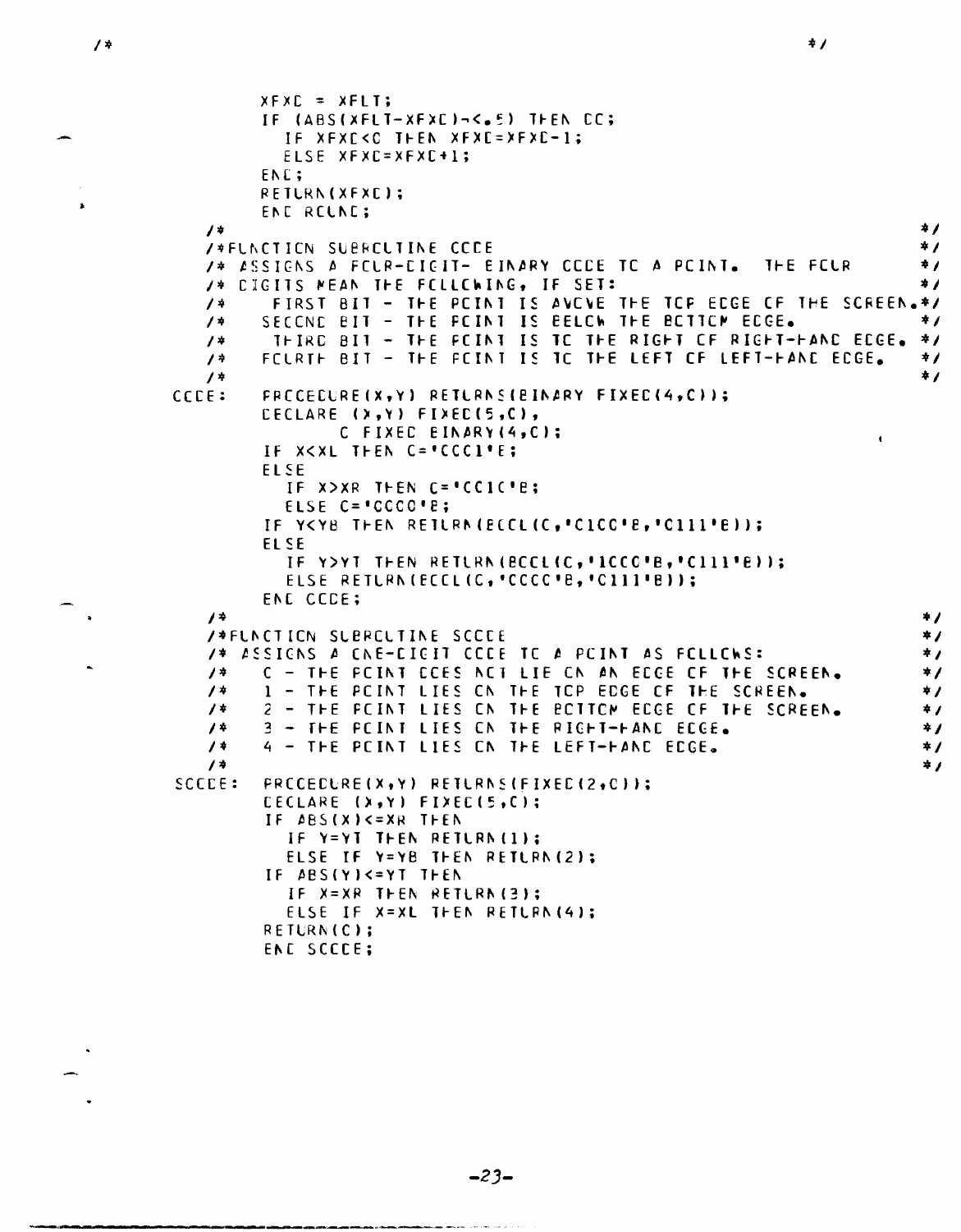```
      XFXD = XFLT;
      IF (ABS(XFLT-XFXD)¬<.5) THEN DO;
        IF XFXD<0 THEN XFXD=XFXD-1;
        ELSE XFXD=XFXD+1;
      END;
      RETURN(XFXD);
      END ROUND;
   /*                                                              */
   /*FUNCTION SUBROUTINE CODE                                      */
   /* ASSIGNS A FOUR-DIGIT- BINARY CODE TO A POINT.  THE FOUR      */
   /* DIGITS MEAN THE FOLLOWING, IF SET:                           */
   /*    FIRST BIT - THE POINT IS ABOVE THE TOP EDGE OF THE SCREEN.*/
   /*   SECOND BIT - THE POINT IS BELOW THE BOTTOM EDGE.           */
   /*    THIRD BIT - THE POINT IS TO THE RIGHT OF RIGHT-HAND EDGE. */
   /*   FOURTH BIT - THE POINT IS TO THE LEFT OF LEFT-HAND EDGE.   */
   /*                                                              */
 CODE:  PROCEDURE(X,Y) RETURNS(BINARY FIXED(4,0));
        DECLARE (X,Y) FIXED(5,0),
                C FIXED BINARY(4,0);
        IF X<XL THEN C='0001'B;
        ELSE
          IF X>XR THEN C='0010'B;
          ELSE C='0000'B;
        IF Y<YB THEN RETURN(BOOL(C,'0100'B,'0111'B));
        ELSE
          IF Y>YT THEN RETURN(BOOL(C,'1000'B,'0111'B));
          ELSE RETURN(BOOL(C,'0000'B,'0111'B));
        END CODE;
   /*                                                              */
   /*FUNCTION SUBROUTINE SCODE                                     */
   /* ASSIGNS A ONE-DIGIT CODE TO A POINT AS FOLLOWS:              */
   /*   0 - THE POINT DOES NOT LIE ON AN EDGE OF THE SCREEN.       */
   /*   1 - THE POINT LIES ON THE TOP EDGE OF THE SCREEN.          */
   /*   2 - THE POINT LIES ON THE BOTTOM EDGE OF THE SCREEN.       */
   /*   3 - THE POINT LIES ON THE RIGHT-HAND EDGE.                 */
   /*   4 - THE POINT LIES ON THE LEFT-HAND EDGE.                  */
   /*                                                              */
 SCODE: PROCEDURE(X,Y) RETURNS(FIXED(2,0));
        DECLARE (X,Y) FIXED(5,0);
        IF ABS(X)<=XR THEN
          IF Y=YT THEN RETURN(1);
          ELSE IF Y=YB THEN RETURN(2);
        IF ABS(Y)<=YT THEN
          IF X=XR THEN RETURN(3);
          ELSE IF X=XL THEN RETURN(4);
        RETURN(0);
        END SCODE;
```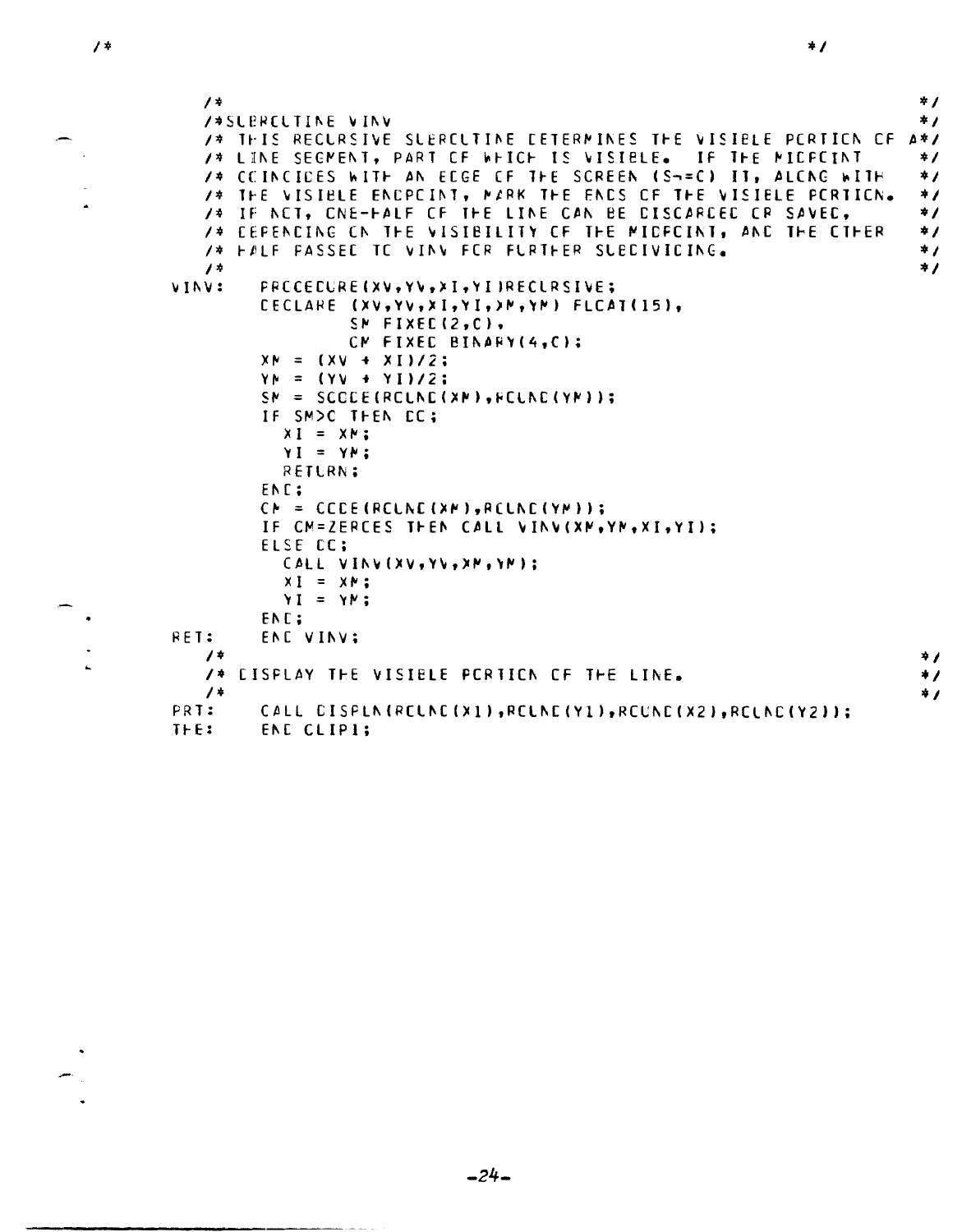/*                                                                                 */

```
   /*                                                              */
   /*SUBROUTINE VINV                                               */
   /* THIS RECURSIVE SUBROUTINE DETERMINES THE VISIBLE PORTION OF A*/
   /* LINE SEGMENT, PART OF WHICH IS VISIBLE.  IF THE MIDPOINT     */
   /* COINCIDES WITH AN EDGE OF THE SCREEN (S¬=0) IT, ALONG WITH   */
   /* THE VISIBLE ENDPOINT, MARK THE ENDS OF THE VISIBLE PORTION.  */
   /* IF NOT, ONE-HALF OF THE LINE CAN BE DISCARDED OR SAVED,      */
   /* DEPENDING ON THE VISIBILITY OF THE MIDPOINT, AND THE OTHER   */
   /* HALF PASSED TO VINV FOR FURTHER SUBDIVIDING.                 */
   /*                                                              */
VINV:   PROCEDURE(XV,YV,XI,YI)RECURSIVE;
        DECLARE (XV,YV,XI,YI,XM,YM) FLOAT(15),
                SM FIXED(2,0),
                CM FIXED BINARY(4,0);
        XM = (XV + XI)/2;
        YM = (YV + YI)/2;
        SM = SCODE(ROUND(XM),ROUND(YM));
        IF SM>0 THEN DO;
          XI = XM;
          YI = YM;
          RETURN;
        END;
        CM = CODE(ROUND(XM),ROUND(YM));
        IF CM=ZEROES THEN CALL VINV(XM,YM,XI,YI);
        ELSE DO;
          CALL VINV(XV,YV,XM,YM);
          XI = XM;
          YI = YM;
        END;
RET:    END VINV;
   /*                                                              */
   /* DISPLAY THE VISIBLE PORTION OF THE LINE.                     */
   /*                                                              */
PRT:    CALL DISPLN(ROUND(X1),ROUND(Y1),ROUND(X2),ROUND(Y2));
THE:    END CLIP1;
```